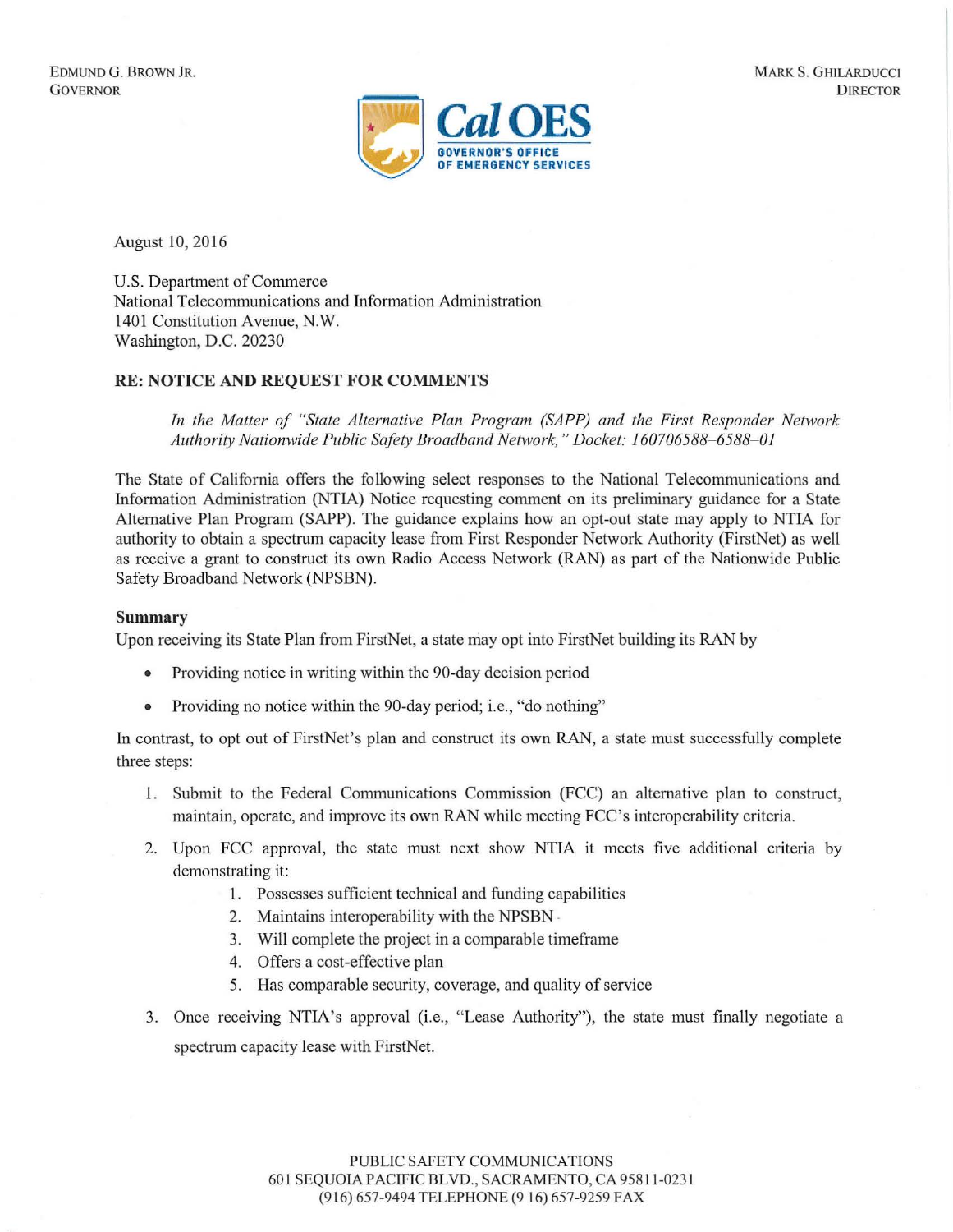EDMUND G. BROWN JR.
GOVERNOR

MARK S. GHILARDUCCI
DIRECTOR

Cal OES
GOVERNOR'S OFFICE OF EMERGENCY SERVICES

August 10, 2016

U.S. Department of Commerce
National Telecommunications and Information Administration
1401 Constitution Avenue, N.W.
Washington, D.C. 20230

**RE: NOTICE AND REQUEST FOR COMMENTS**

*In the Matter of "State Alternative Plan Program (SAPP) and the First Responder Network Authority Nationwide Public Safety Broadband Network," Docket: 160706588–6588–01*

The State of California offers the following select responses to the National Telecommunications and Information Administration (NTIA) Notice requesting comment on its preliminary guidance for a State Alternative Plan Program (SAPP). The guidance explains how an opt-out state may apply to NTIA for authority to obtain a spectrum capacity lease from First Responder Network Authority (FirstNet) as well as receive a grant to construct its own Radio Access Network (RAN) as part of the Nationwide Public Safety Broadband Network (NPSBN).

**Summary**

Upon receiving its State Plan from FirstNet, a state may opt into FirstNet building its RAN by

- Providing notice in writing within the 90-day decision period
- Providing no notice within the 90-day period; i.e., "do nothing"

In contrast, to opt out of FirstNet's plan and construct its own RAN, a state must successfully complete three steps:

1. Submit to the Federal Communications Commission (FCC) an alternative plan to construct, maintain, operate, and improve its own RAN while meeting FCC's interoperability criteria.
2. Upon FCC approval, the state must next show NTIA it meets five additional criteria by demonstrating it:
   1. Possesses sufficient technical and funding capabilities
   2. Maintains interoperability with the NPSBN
   3. Will complete the project in a comparable timeframe
   4. Offers a cost-effective plan
   5. Has comparable security, coverage, and quality of service
3. Once receiving NTIA's approval (i.e., "Lease Authority"), the state must finally negotiate a spectrum capacity lease with FirstNet.

PUBLIC SAFETY COMMUNICATIONS
601 SEQUOIA PACIFIC BLVD., SACRAMENTO, CA 95811-0231
(916) 657-9494 TELEPHONE (9 16) 657-9259 FAX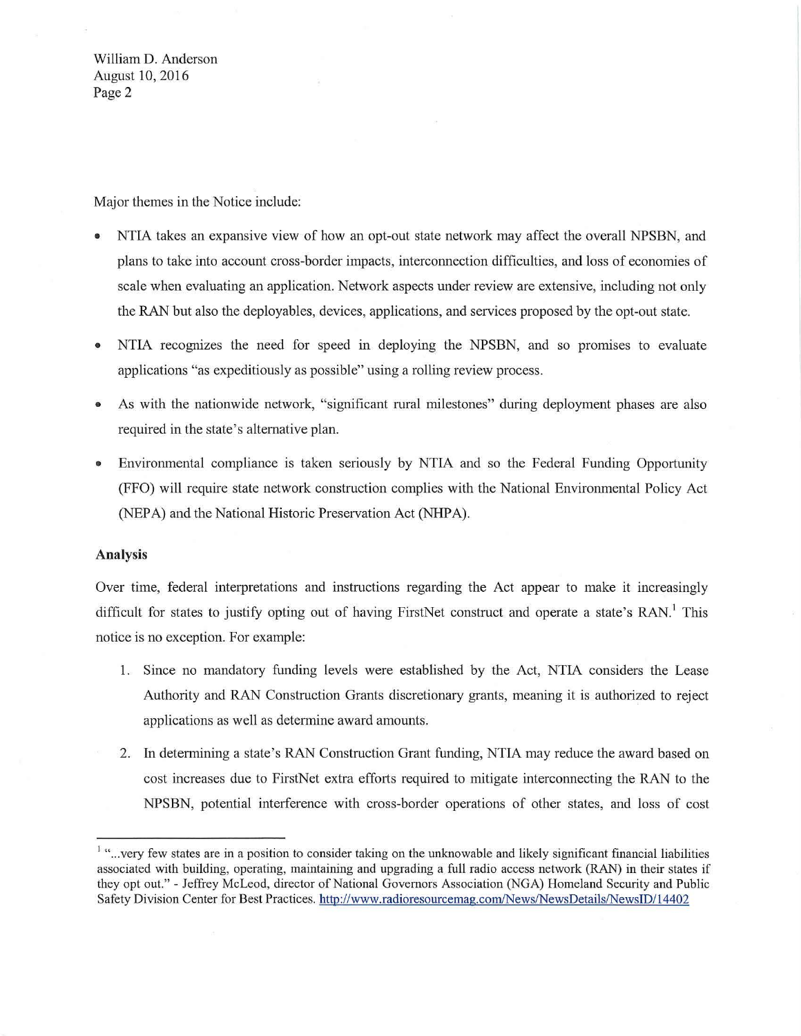Major themes in the Notice include:

- NTIA takes an expansive view of how an opt-out state network may affect the overall NPSBN, and plans to take into account cross-border impacts, interconnection difficulties, and loss of economies of scale when evaluating an application. Network aspects under review are extensive, including not only the RAN but also the deployables, devices, applications, and services proposed by the opt-out state.
- NTIA recognizes the need for speed in deploying the NPSBN, and so promises to evaluate applications "as expeditiously as possible" using a rolling review process.
- As with the nationwide network, "significant rural milestones" during deployment phases are also required in the state's alternative plan.
- Environmental compliance is taken seriously by NTIA and so the Federal Funding Opportunity (FFO) will require state network construction complies with the National Environmental Policy Act (NEPA) and the National Historic Preservation Act (NHPA).

**Analysis**

Over time, federal interpretations and instructions regarding the Act appear to make it increasingly difficult for states to justify opting out of having FirstNet construct and operate a state's RAN.[1] This notice is no exception. For example:

1. Since no mandatory funding levels were established by the Act, NTIA considers the Lease Authority and RAN Construction Grants discretionary grants, meaning it is authorized to reject applications as well as determine award amounts.
2. In determining a state's RAN Construction Grant funding, NTIA may reduce the award based on cost increases due to FirstNet extra efforts required to mitigate interconnecting the RAN to the NPSBN, potential interference with cross-border operations of other states, and loss of cost

[1] "...very few states are in a position to consider taking on the unknowable and likely significant financial liabilities associated with building, operating, maintaining and upgrading a full radio access network (RAN) in their states if they opt out." - Jeffrey McLeod, director of National Governors Association (NGA) Homeland Security and Public Safety Division Center for Best Practices. http://www.radioresourcemag.com/News/NewsDetails/NewsID/14402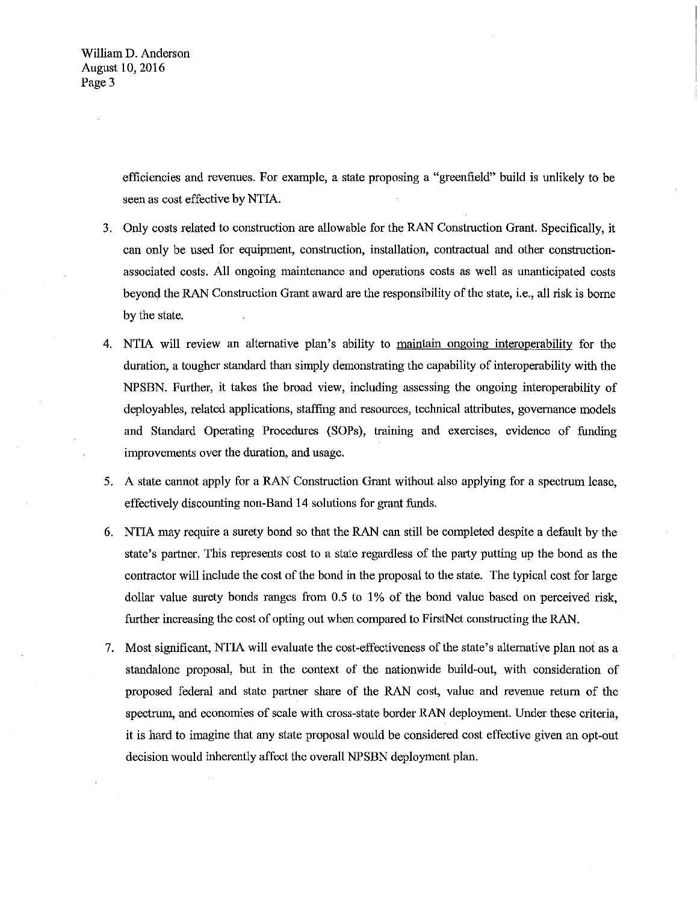efficiencies and revenues. For example, a state proposing a "greenfield" build is unlikely to be seen as cost effective by NTIA.

3. Only costs related to construction are allowable for the RAN Construction Grant. Specifically, it can only be used for equipment, construction, installation, contractual and other construction-associated costs. All ongoing maintenance and operations costs as well as unanticipated costs beyond the RAN Construction Grant award are the responsibility of the state, i.e., all risk is borne by the state.

4. NTIA will review an alternative plan's ability to <u>maintain ongoing interoperability</u> for the duration, a tougher standard than simply demonstrating the capability of interoperability with the NPSBN. Further, it takes the broad view, including assessing the ongoing interoperability of deployables, related applications, staffing and resources, technical attributes, governance models and Standard Operating Procedures (SOPs), training and exercises, evidence of funding improvements over the duration, and usage.

5. A state cannot apply for a RAN Construction Grant without also applying for a spectrum lease, effectively discounting non-Band 14 solutions for grant funds.

6. NTIA may require a surety bond so that the RAN can still be completed despite a default by the state's partner. This represents cost to a state regardless of the party putting up the bond as the contractor will include the cost of the bond in the proposal to the state. The typical cost for large dollar value surety bonds ranges from 0.5 to 1% of the bond value based on perceived risk, further increasing the cost of opting out when compared to FirstNet constructing the RAN.

7. Most significant, NTIA will evaluate the cost-effectiveness of the state's alternative plan not as a standalone proposal, but in the context of the nationwide build-out, with consideration of proposed federal and state partner share of the RAN cost, value and revenue return of the spectrum, and economies of scale with cross-state border RAN deployment. Under these criteria, it is hard to imagine that any state proposal would be considered cost effective given an opt-out decision would inherently affect the overall NPSBN deployment plan.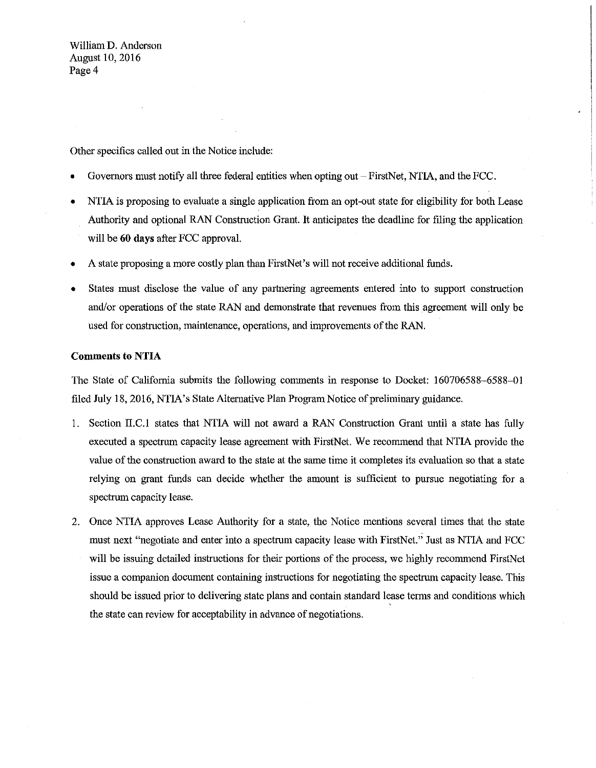Other specifics called out in the Notice include:

- Governors must notify all three federal entities when opting out – FirstNet, NTIA, and the FCC.
- NTIA is proposing to evaluate a single application from an opt-out state for eligibility for both Lease Authority and optional RAN Construction Grant. It anticipates the deadline for filing the application will be **60 days** after FCC approval.
- A state proposing a more costly plan than FirstNet's will not receive additional funds.
- States must disclose the value of any partnering agreements entered into to support construction and/or operations of the state RAN and demonstrate that revenues from this agreement will only be used for construction, maintenance, operations, and improvements of the RAN.

**Comments to NTIA**

The State of California submits the following comments in response to Docket: 160706588–6588–01 filed July 18, 2016, NTIA's State Alternative Plan Program Notice of preliminary guidance.

1. Section II.C.1 states that NTIA will not award a RAN Construction Grant until a state has fully executed a spectrum capacity lease agreement with FirstNet. We recommend that NTIA provide the value of the construction award to the state at the same time it completes its evaluation so that a state relying on grant funds can decide whether the amount is sufficient to pursue negotiating for a spectrum capacity lease.

2. Once NTIA approves Lease Authority for a state, the Notice mentions several times that the state must next "negotiate and enter into a spectrum capacity lease with FirstNet." Just as NTIA and FCC will be issuing detailed instructions for their portions of the process, we highly recommend FirstNet issue a companion document containing instructions for negotiating the spectrum capacity lease. This should be issued prior to delivering state plans and contain standard lease terms and conditions which the state can review for acceptability in advance of negotiations.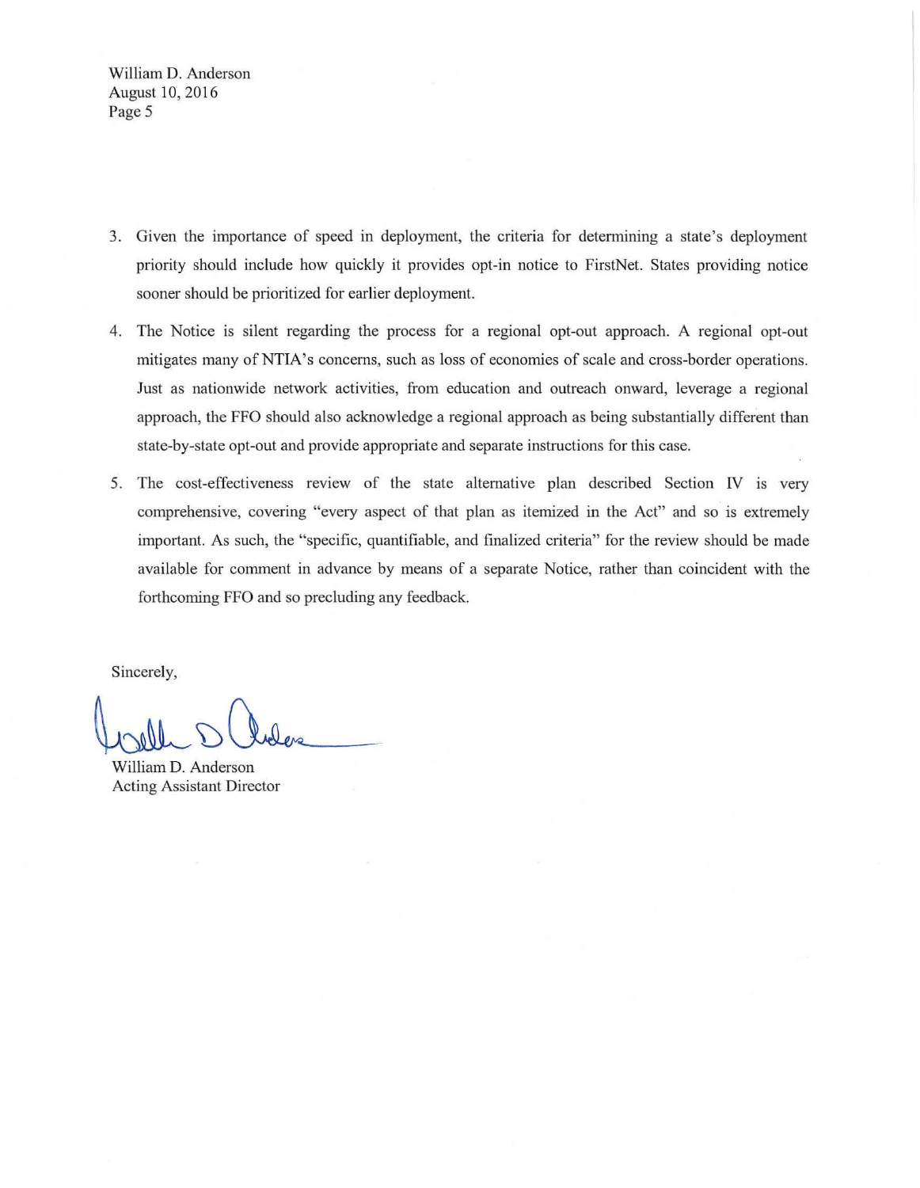3. Given the importance of speed in deployment, the criteria for determining a state's deployment priority should include how quickly it provides opt-in notice to FirstNet. States providing notice sooner should be prioritized for earlier deployment.

4. The Notice is silent regarding the process for a regional opt-out approach. A regional opt-out mitigates many of NTIA's concerns, such as loss of economies of scale and cross-border operations. Just as nationwide network activities, from education and outreach onward, leverage a regional approach, the FFO should also acknowledge a regional approach as being substantially different than state-by-state opt-out and provide appropriate and separate instructions for this case.

5. The cost-effectiveness review of the state alternative plan described Section IV is very comprehensive, covering "every aspect of that plan as itemized in the Act" and so is extremely important. As such, the "specific, quantifiable, and finalized criteria" for the review should be made available for comment in advance by means of a separate Notice, rather than coincident with the forthcoming FFO and so precluding any feedback.

Sincerely,

William D. Anderson
Acting Assistant Director